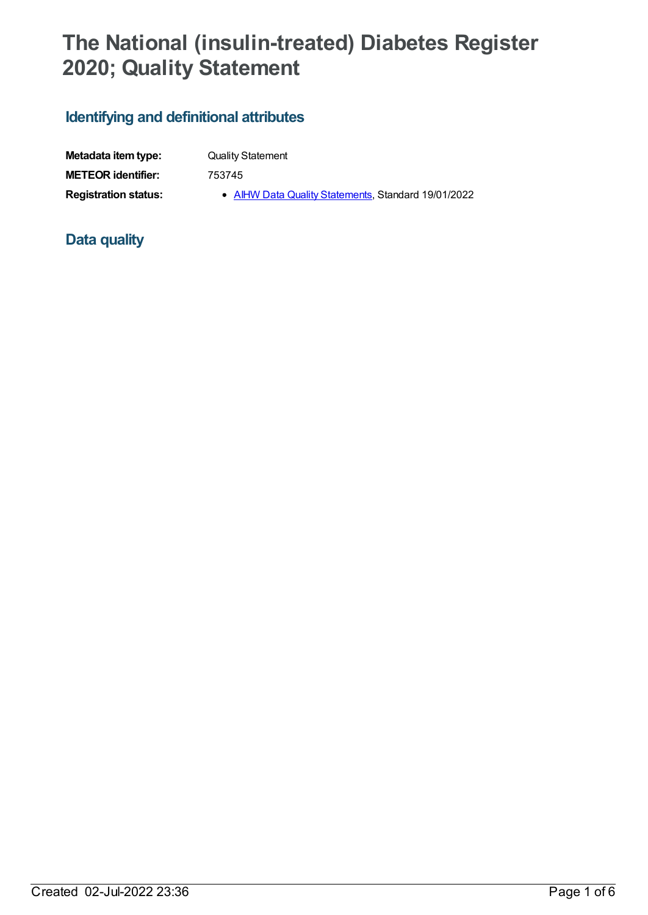# The National (insulin-treated) Diabetes Register 2020; Quality Statement

## Identifying and definitional attributes

| | |
|---|---|
| **Metadata item type:** | Quality Statement |
| **METEOR identifier:** | 753745 |
| **Registration status:** | • AIHW Data Quality Statements, Standard 19/01/2022 |

## Data quality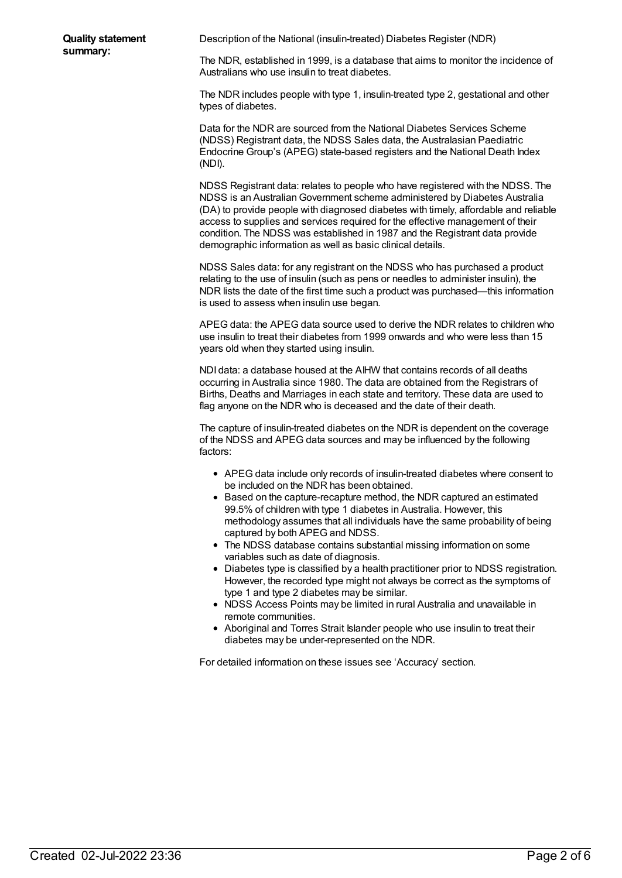**Quality statement summary:**

Description of the National (insulin-treated) Diabetes Register (NDR)

The NDR, established in 1999, is a database that aims to monitor the incidence of Australians who use insulin to treat diabetes.

The NDR includes people with type 1, insulin-treated type 2, gestational and other types of diabetes.

Data for the NDR are sourced from the National Diabetes Services Scheme (NDSS) Registrant data, the NDSS Sales data, the Australasian Paediatric Endocrine Group's (APEG) state-based registers and the National Death Index (NDI).

NDSS Registrant data: relates to people who have registered with the NDSS. The NDSS is an Australian Government scheme administered by Diabetes Australia (DA) to provide people with diagnosed diabetes with timely, affordable and reliable access to supplies and services required for the effective management of their condition. The NDSS was established in 1987 and the Registrant data provide demographic information as well as basic clinical details.

NDSS Sales data: for any registrant on the NDSS who has purchased a product relating to the use of insulin (such as pens or needles to administer insulin), the NDR lists the date of the first time such a product was purchased—this information is used to assess when insulin use began.

APEG data: the APEG data source used to derive the NDR relates to children who use insulin to treat their diabetes from 1999 onwards and who were less than 15 years old when they started using insulin.

NDI data: a database housed at the AIHW that contains records of all deaths occurring in Australia since 1980. The data are obtained from the Registrars of Births, Deaths and Marriages in each state and territory. These data are used to flag anyone on the NDR who is deceased and the date of their death.

The capture of insulin-treated diabetes on the NDR is dependent on the coverage of the NDSS and APEG data sources and may be influenced by the following factors:

- APEG data include only records of insulin-treated diabetes where consent to be included on the NDR has been obtained.
- Based on the capture-recapture method, the NDR captured an estimated 99.5% of children with type 1 diabetes in Australia. However, this methodology assumes that all individuals have the same probability of being captured by both APEG and NDSS.
- The NDSS database contains substantial missing information on some variables such as date of diagnosis.
- Diabetes type is classified by a health practitioner prior to NDSS registration. However, the recorded type might not always be correct as the symptoms of type 1 and type 2 diabetes may be similar.
- NDSS Access Points may be limited in rural Australia and unavailable in remote communities.
- Aboriginal and Torres Strait Islander people who use insulin to treat their diabetes may be under-represented on the NDR.

For detailed information on these issues see 'Accuracy' section.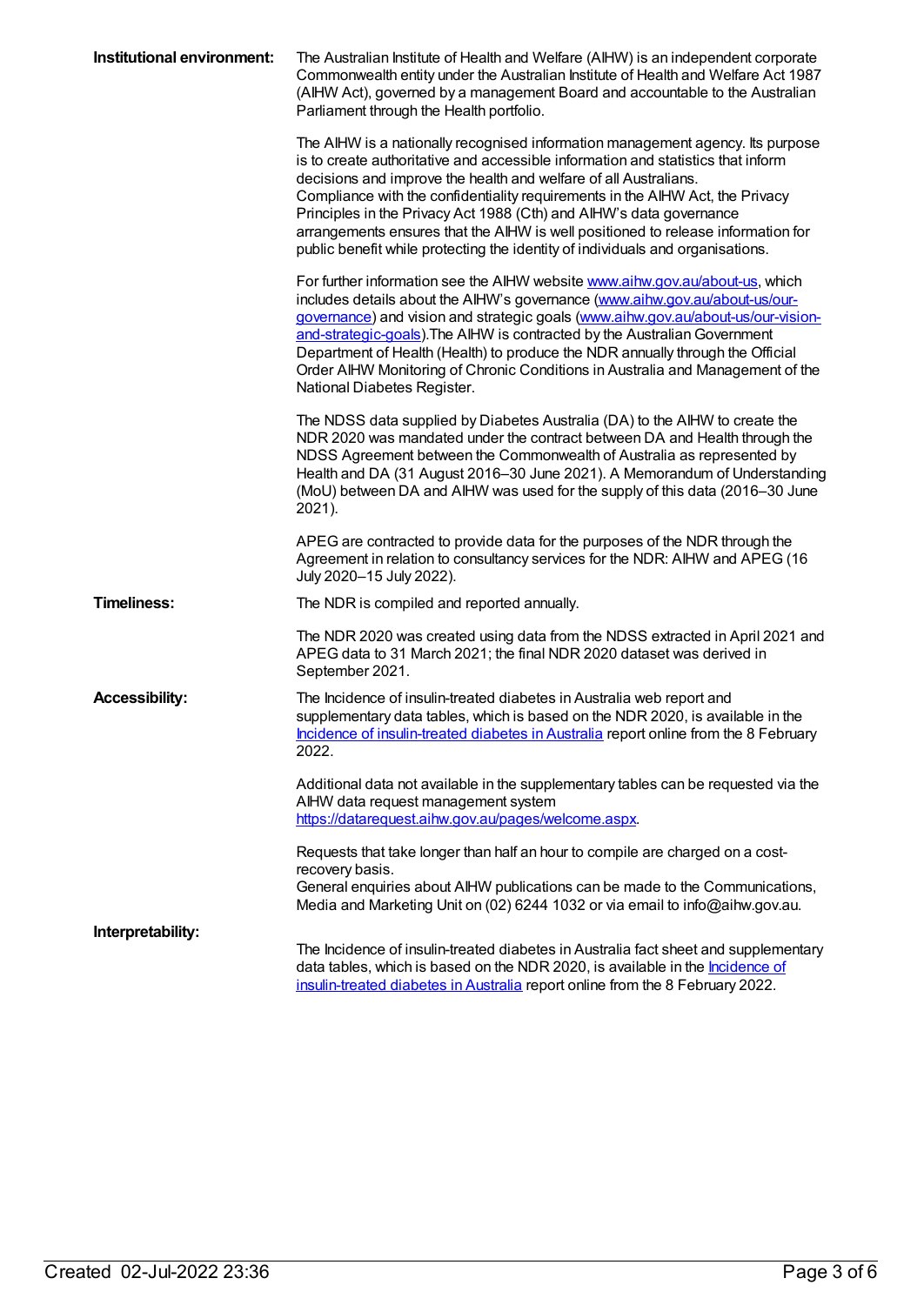**Institutional environment:**

The Australian Institute of Health and Welfare (AIHW) is an independent corporate Commonwealth entity under the Australian Institute of Health and Welfare Act 1987 (AIHW Act), governed by a management Board and accountable to the Australian Parliament through the Health portfolio.

The AIHW is a nationally recognised information management agency. Its purpose is to create authoritative and accessible information and statistics that inform decisions and improve the health and welfare of all Australians.
Compliance with the confidentiality requirements in the AIHW Act, the Privacy Principles in the Privacy Act 1988 (Cth) and AIHW's data governance arrangements ensures that the AIHW is well positioned to release information for public benefit while protecting the identity of individuals and organisations.

For further information see the AIHW website [www.aihw.gov.au/about-us](www.aihw.gov.au/about-us), which includes details about the AIHW's governance ([www.aihw.gov.au/about-us/our-governance](www.aihw.gov.au/about-us/our-governance)) and vision and strategic goals ([www.aihw.gov.au/about-us/our-vision-and-strategic-goals](www.aihw.gov.au/about-us/our-vision-and-strategic-goals)).The AIHW is contracted by the Australian Government Department of Health (Health) to produce the NDR annually through the Official Order AIHW Monitoring of Chronic Conditions in Australia and Management of the National Diabetes Register.

The NDSS data supplied by Diabetes Australia (DA) to the AIHW to create the NDR 2020 was mandated under the contract between DA and Health through the NDSS Agreement between the Commonwealth of Australia as represented by Health and DA (31 August 2016–30 June 2021). A Memorandum of Understanding (MoU) between DA and AIHW was used for the supply of this data (2016–30 June 2021).

APEG are contracted to provide data for the purposes of the NDR through the Agreement in relation to consultancy services for the NDR: AIHW and APEG (16 July 2020–15 July 2022).

**Timeliness:**

The NDR is compiled and reported annually.

The NDR 2020 was created using data from the NDSS extracted in April 2021 and APEG data to 31 March 2021; the final NDR 2020 dataset was derived in September 2021.

**Accessibility:**

The Incidence of insulin-treated diabetes in Australia web report and supplementary data tables, which is based on the NDR 2020, is available in the Incidence of insulin-treated diabetes in Australia report online from the 8 February 2022.

Additional data not available in the supplementary tables can be requested via the AIHW data request management system [https://datarequest.aihw.gov.au/pages/welcome.aspx](https://datarequest.aihw.gov.au/pages/welcome.aspx).

Requests that take longer than half an hour to compile are charged on a cost-recovery basis.
General enquiries about AIHW publications can be made to the Communications, Media and Marketing Unit on (02) 6244 1032 or via email to info@aihw.gov.au.

**Interpretability:**

The Incidence of insulin-treated diabetes in Australia fact sheet and supplementary data tables, which is based on the NDR 2020, is available in the Incidence of insulin-treated diabetes in Australia report online from the 8 February 2022.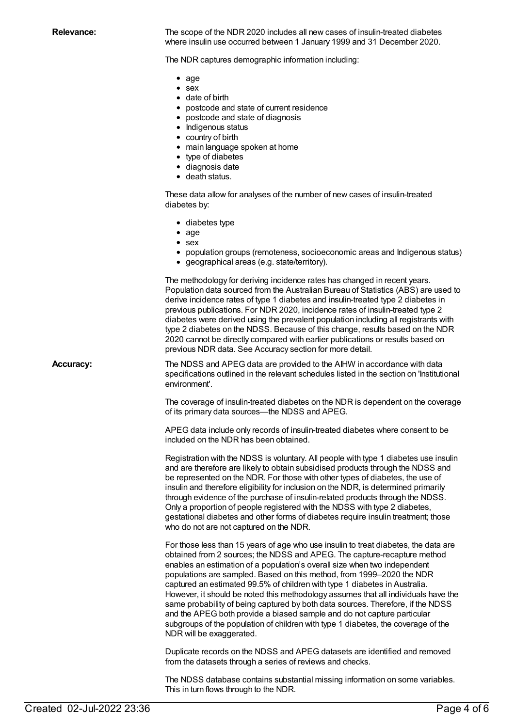**Relevance:**

The scope of the NDR 2020 includes all new cases of insulin-treated diabetes where insulin use occurred between 1 January 1999 and 31 December 2020.

The NDR captures demographic information including:

- age
- sex
- date of birth
- postcode and state of current residence
- postcode and state of diagnosis
- Indigenous status
- country of birth
- main language spoken at home
- type of diabetes
- diagnosis date
- death status.

These data allow for analyses of the number of new cases of insulin-treated diabetes by:

- diabetes type
- age
- sex
- population groups (remoteness, socioeconomic areas and Indigenous status)
- geographical areas (e.g. state/territory).

The methodology for deriving incidence rates has changed in recent years. Population data sourced from the Australian Bureau of Statistics (ABS) are used to derive incidence rates of type 1 diabetes and insulin-treated type 2 diabetes in previous publications. For NDR 2020, incidence rates of insulin-treated type 2 diabetes were derived using the prevalent population including all registrants with type 2 diabetes on the NDSS. Because of this change, results based on the NDR 2020 cannot be directly compared with earlier publications or results based on previous NDR data. See Accuracy section for more detail.

**Accuracy:**

The NDSS and APEG data are provided to the AIHW in accordance with data specifications outlined in the relevant schedules listed in the section on 'Institutional environment'.

The coverage of insulin-treated diabetes on the NDR is dependent on the coverage of its primary data sources—the NDSS and APEG.

APEG data include only records of insulin-treated diabetes where consent to be included on the NDR has been obtained.

Registration with the NDSS is voluntary. All people with type 1 diabetes use insulin and are therefore are likely to obtain subsidised products through the NDSS and be represented on the NDR. For those with other types of diabetes, the use of insulin and therefore eligibility for inclusion on the NDR, is determined primarily through evidence of the purchase of insulin-related products through the NDSS. Only a proportion of people registered with the NDSS with type 2 diabetes, gestational diabetes and other forms of diabetes require insulin treatment; those who do not are not captured on the NDR.

For those less than 15 years of age who use insulin to treat diabetes, the data are obtained from 2 sources; the NDSS and APEG. The capture-recapture method enables an estimation of a population's overall size when two independent populations are sampled. Based on this method, from 1999–2020 the NDR captured an estimated 99.5% of children with type 1 diabetes in Australia. However, it should be noted this methodology assumes that all individuals have the same probability of being captured by both data sources. Therefore, if the NDSS and the APEG both provide a biased sample and do not capture particular subgroups of the population of children with type 1 diabetes, the coverage of the NDR will be exaggerated.

Duplicate records on the NDSS and APEG datasets are identified and removed from the datasets through a series of reviews and checks.

The NDSS database contains substantial missing information on some variables. This in turn flows through to the NDR.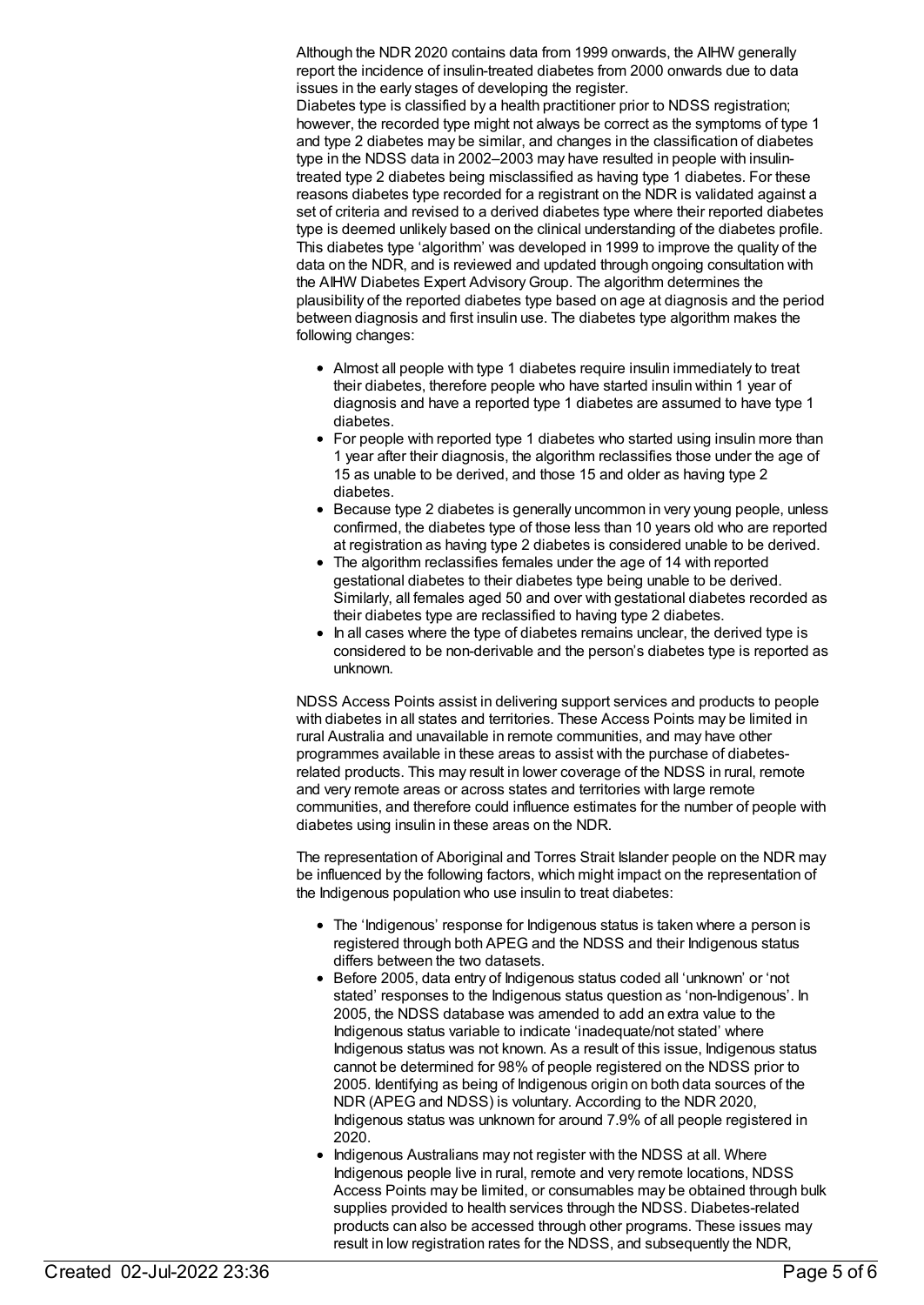Although the NDR 2020 contains data from 1999 onwards, the AIHW generally report the incidence of insulin-treated diabetes from 2000 onwards due to data issues in the early stages of developing the register.
Diabetes type is classified by a health practitioner prior to NDSS registration; however, the recorded type might not always be correct as the symptoms of type 1 and type 2 diabetes may be similar, and changes in the classification of diabetes type in the NDSS data in 2002–2003 may have resulted in people with insulin-treated type 2 diabetes being misclassified as having type 1 diabetes. For these reasons diabetes type recorded for a registrant on the NDR is validated against a set of criteria and revised to a derived diabetes type where their reported diabetes type is deemed unlikely based on the clinical understanding of the diabetes profile. This diabetes type 'algorithm' was developed in 1999 to improve the quality of the data on the NDR, and is reviewed and updated through ongoing consultation with the AIHW Diabetes Expert Advisory Group. The algorithm determines the plausibility of the reported diabetes type based on age at diagnosis and the period between diagnosis and first insulin use. The diabetes type algorithm makes the following changes:

- Almost all people with type 1 diabetes require insulin immediately to treat their diabetes, therefore people who have started insulin within 1 year of diagnosis and have a reported type 1 diabetes are assumed to have type 1 diabetes.
- For people with reported type 1 diabetes who started using insulin more than 1 year after their diagnosis, the algorithm reclassifies those under the age of 15 as unable to be derived, and those 15 and older as having type 2 diabetes.
- Because type 2 diabetes is generally uncommon in very young people, unless confirmed, the diabetes type of those less than 10 years old who are reported at registration as having type 2 diabetes is considered unable to be derived.
- The algorithm reclassifies females under the age of 14 with reported gestational diabetes to their diabetes type being unable to be derived. Similarly, all females aged 50 and over with gestational diabetes recorded as their diabetes type are reclassified to having type 2 diabetes.
- In all cases where the type of diabetes remains unclear, the derived type is considered to be non-derivable and the person's diabetes type is reported as unknown.

NDSS Access Points assist in delivering support services and products to people with diabetes in all states and territories. These Access Points may be limited in rural Australia and unavailable in remote communities, and may have other programmes available in these areas to assist with the purchase of diabetes-related products. This may result in lower coverage of the NDSS in rural, remote and very remote areas or across states and territories with large remote communities, and therefore could influence estimates for the number of people with diabetes using insulin in these areas on the NDR.

The representation of Aboriginal and Torres Strait Islander people on the NDR may be influenced by the following factors, which might impact on the representation of the Indigenous population who use insulin to treat diabetes:

- The 'Indigenous' response for Indigenous status is taken where a person is registered through both APEG and the NDSS and their Indigenous status differs between the two datasets.
- Before 2005, data entry of Indigenous status coded all 'unknown' or 'not stated' responses to the Indigenous status question as 'non-Indigenous'. In 2005, the NDSS database was amended to add an extra value to the Indigenous status variable to indicate 'inadequate/not stated' where Indigenous status was not known. As a result of this issue, Indigenous status cannot be determined for 98% of people registered on the NDSS prior to 2005. Identifying as being of Indigenous origin on both data sources of the NDR (APEG and NDSS) is voluntary. According to the NDR 2020, Indigenous status was unknown for around 7.9% of all people registered in 2020.
- Indigenous Australians may not register with the NDSS at all. Where Indigenous people live in rural, remote and very remote locations, NDSS Access Points may be limited, or consumables may be obtained through bulk supplies provided to health services through the NDSS. Diabetes-related products can also be accessed through other programs. These issues may result in low registration rates for the NDSS, and subsequently the NDR,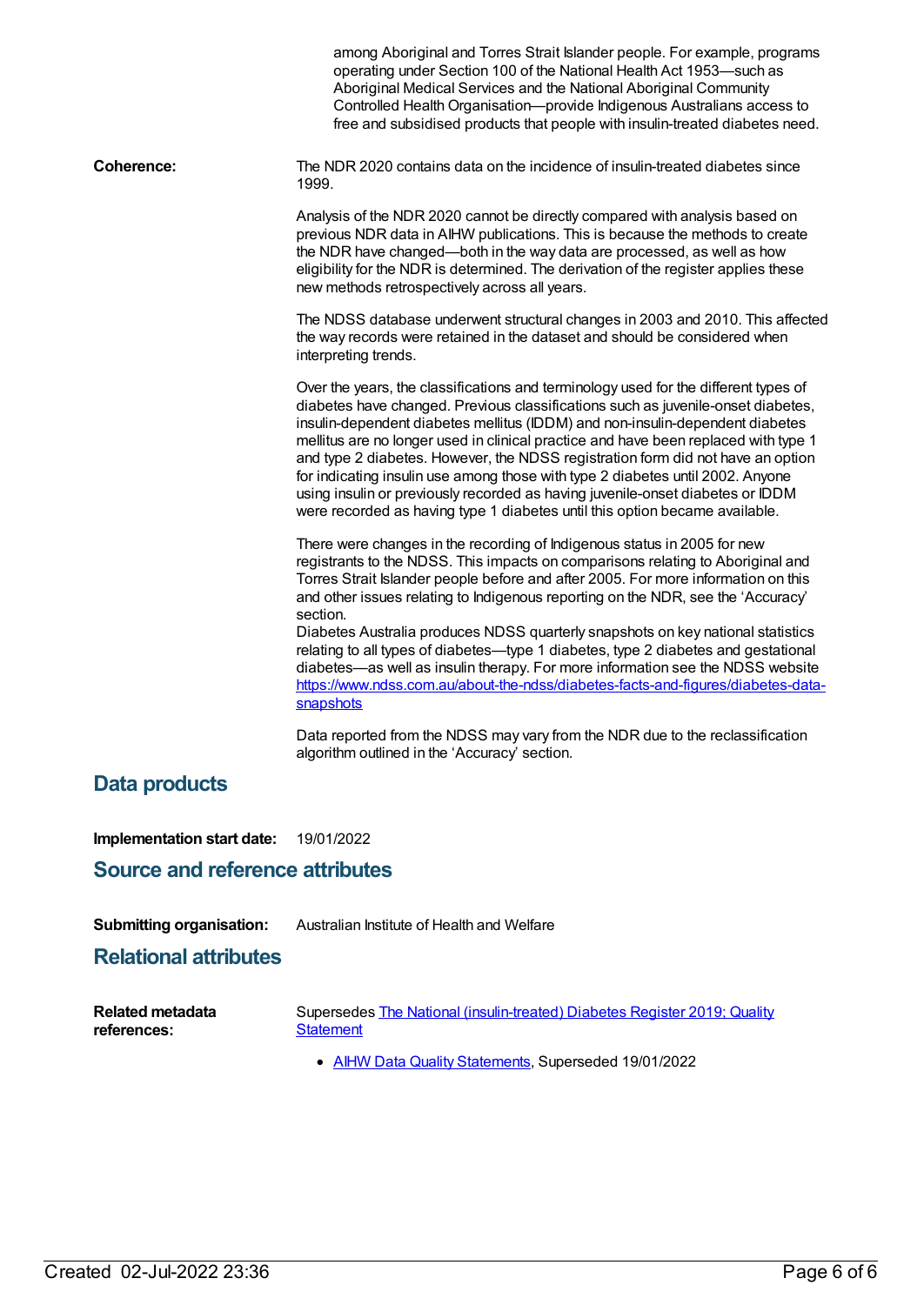among Aboriginal and Torres Strait Islander people. For example, programs operating under Section 100 of the National Health Act 1953—such as Aboriginal Medical Services and the National Aboriginal Community Controlled Health Organisation—provide Indigenous Australians access to free and subsidised products that people with insulin-treated diabetes need.

**Coherence:**

The NDR 2020 contains data on the incidence of insulin-treated diabetes since 1999.

Analysis of the NDR 2020 cannot be directly compared with analysis based on previous NDR data in AIHW publications. This is because the methods to create the NDR have changed—both in the way data are processed, as well as how eligibility for the NDR is determined. The derivation of the register applies these new methods retrospectively across all years.

The NDSS database underwent structural changes in 2003 and 2010. This affected the way records were retained in the dataset and should be considered when interpreting trends.

Over the years, the classifications and terminology used for the different types of diabetes have changed. Previous classifications such as juvenile-onset diabetes, insulin-dependent diabetes mellitus (IDDM) and non-insulin-dependent diabetes mellitus are no longer used in clinical practice and have been replaced with type 1 and type 2 diabetes. However, the NDSS registration form did not have an option for indicating insulin use among those with type 2 diabetes until 2002. Anyone using insulin or previously recorded as having juvenile-onset diabetes or IDDM were recorded as having type 1 diabetes until this option became available.

There were changes in the recording of Indigenous status in 2005 for new registrants to the NDSS. This impacts on comparisons relating to Aboriginal and Torres Strait Islander people before and after 2005. For more information on this and other issues relating to Indigenous reporting on the NDR, see the 'Accuracy' section.
Diabetes Australia produces NDSS quarterly snapshots on key national statistics relating to all types of diabetes—type 1 diabetes, type 2 diabetes and gestational diabetes—as well as insulin therapy. For more information see the NDSS website https://www.ndss.com.au/about-the-ndss/diabetes-facts-and-figures/diabetes-data-snapshots

Data reported from the NDSS may vary from the NDR due to the reclassification algorithm outlined in the 'Accuracy' section.

## Data products

**Implementation start date:** 19/01/2022

## Source and reference attributes

**Submitting organisation:** Australian Institute of Health and Welfare

## Relational attributes

**Related metadata references:**

Supersedes The National (insulin-treated) Diabetes Register 2019; Quality Statement

- AIHW Data Quality Statements, Superseded 19/01/2022